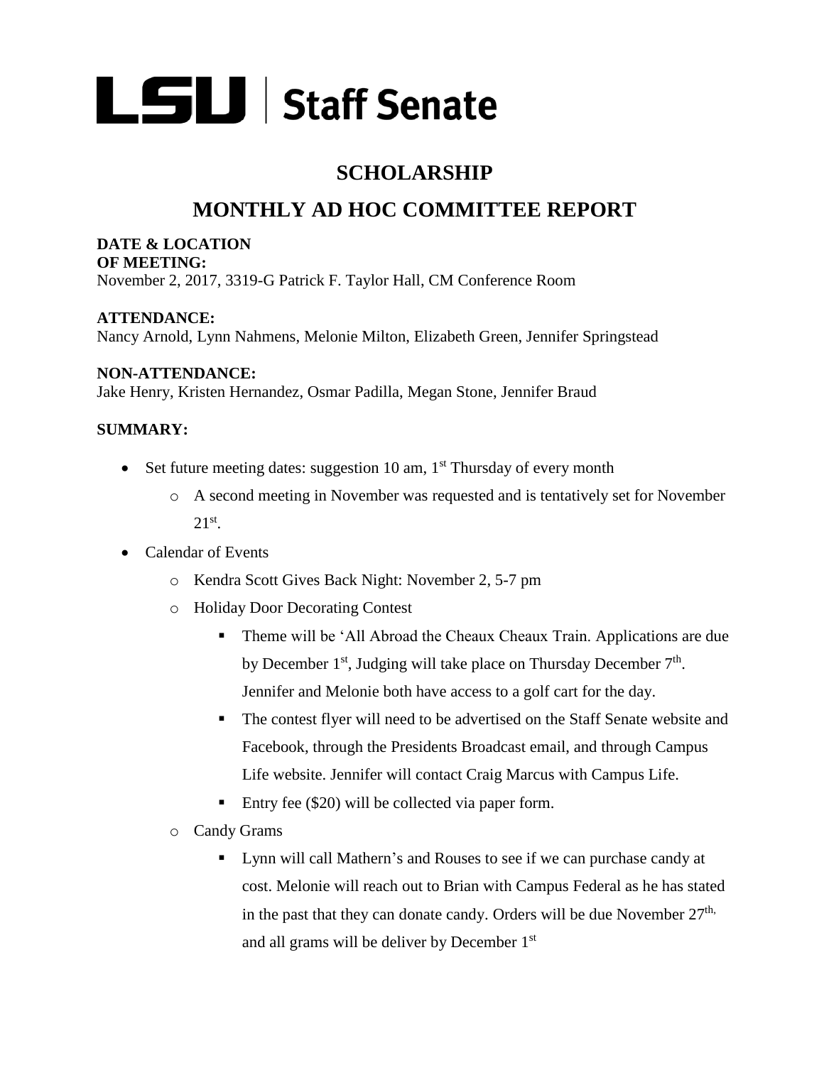# LSU | Staff Senate

## SCHOLARSHIP

## MONTHLY AD HOC COMMITTEE REPORT

**DATE & LOCATION OF MEETING:**
November 2, 2017, 3319-G Patrick F. Taylor Hall, CM Conference Room

**ATTENDANCE:**
Nancy Arnold, Lynn Nahmens, Melonie Milton, Elizabeth Green, Jennifer Springstead

**NON-ATTENDANCE:**
Jake Henry, Kristen Hernandez, Osmar Padilla, Megan Stone, Jennifer Braud

**SUMMARY:**

- Set future meeting dates: suggestion 10 am, 1st Thursday of every month
  - A second meeting in November was requested and is tentatively set for November 21st.
- Calendar of Events
  - Kendra Scott Gives Back Night: November 2, 5-7 pm
  - Holiday Door Decorating Contest
    - Theme will be 'All Abroad the Cheaux Cheaux Train. Applications are due by December 1st, Judging will take place on Thursday December 7th. Jennifer and Melonie both have access to a golf cart for the day.
    - The contest flyer will need to be advertised on the Staff Senate website and Facebook, through the Presidents Broadcast email, and through Campus Life website. Jennifer will contact Craig Marcus with Campus Life.
    - Entry fee ($20) will be collected via paper form.
  - Candy Grams
    - Lynn will call Mathern's and Rouses to see if we can purchase candy at cost. Melonie will reach out to Brian with Campus Federal as he has stated in the past that they can donate candy. Orders will be due November 27th, and all grams will be deliver by December 1st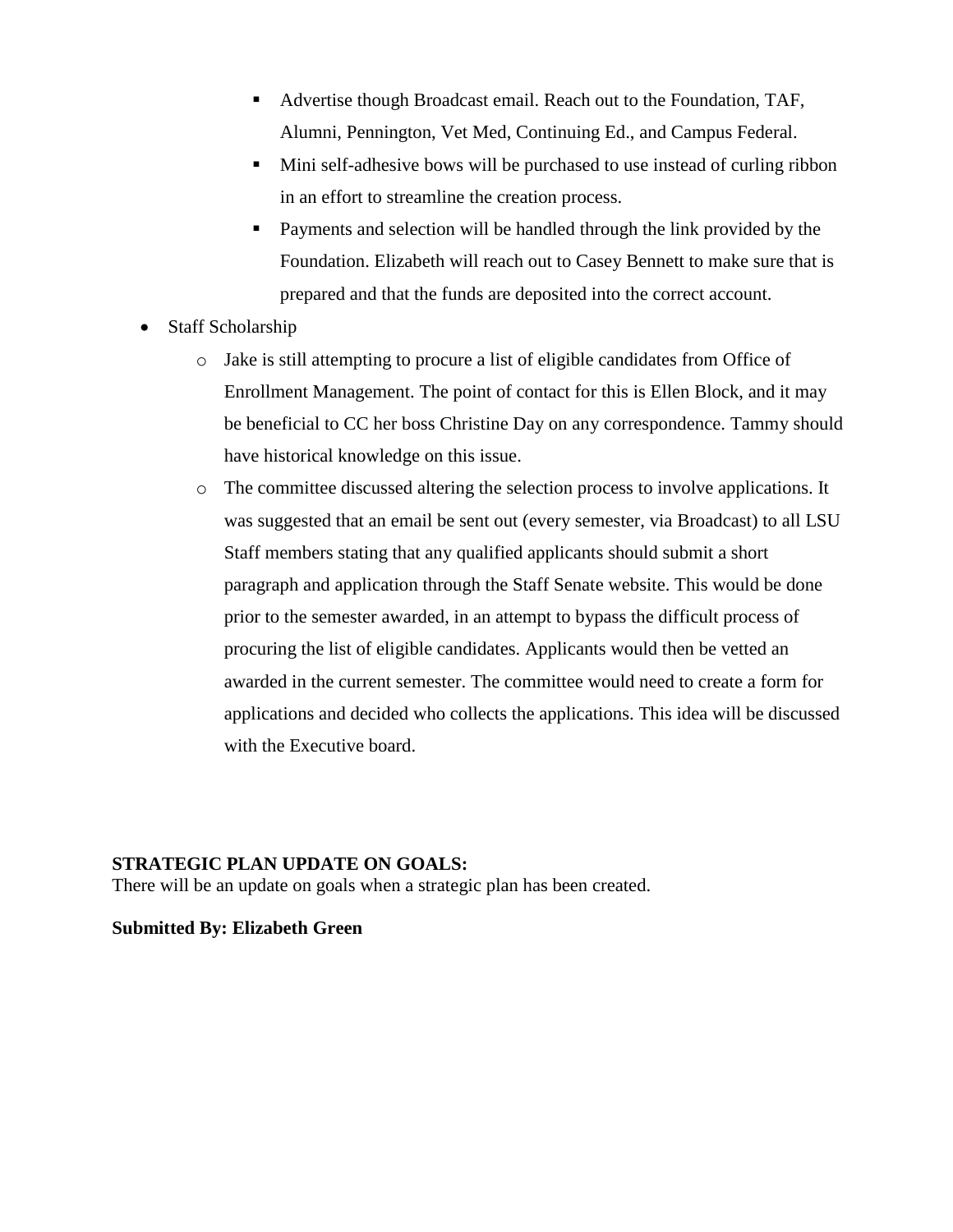- Advertise though Broadcast email. Reach out to the Foundation, TAF, Alumni, Pennington, Vet Med, Continuing Ed., and Campus Federal.
        - Mini self-adhesive bows will be purchased to use instead of curling ribbon in an effort to streamline the creation process.
        - Payments and selection will be handled through the link provided by the Foundation. Elizabeth will reach out to Casey Bennett to make sure that is prepared and that the funds are deposited into the correct account.

- Staff Scholarship
    - Jake is still attempting to procure a list of eligible candidates from Office of Enrollment Management. The point of contact for this is Ellen Block, and it may be beneficial to CC her boss Christine Day on any correspondence. Tammy should have historical knowledge on this issue.
    - The committee discussed altering the selection process to involve applications. It was suggested that an email be sent out (every semester, via Broadcast) to all LSU Staff members stating that any qualified applicants should submit a short paragraph and application through the Staff Senate website. This would be done prior to the semester awarded, in an attempt to bypass the difficult process of procuring the list of eligible candidates. Applicants would then be vetted an awarded in the current semester. The committee would need to create a form for applications and decided who collects the applications. This idea will be discussed with the Executive board.

**STRATEGIC PLAN UPDATE ON GOALS:**
There will be an update on goals when a strategic plan has been created.

**Submitted By: Elizabeth Green**